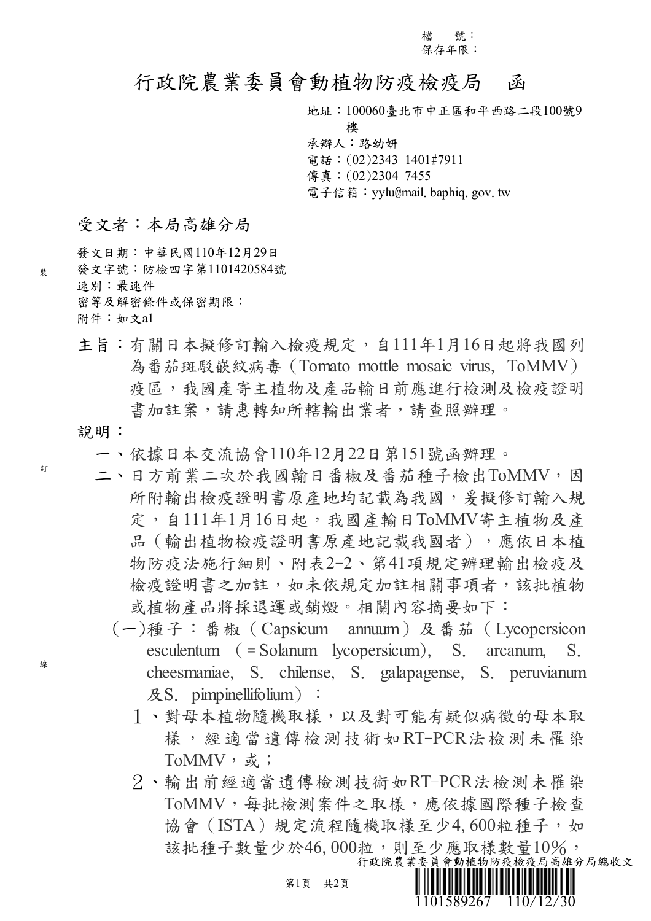檔　號：
保存年限：

# 行政院農業委員會動植物防疫檢疫局　函

地址：100060臺北市中正區和平西路二段100號9樓
承辦人：路幼妍
電話：(02)2343-1401#7911
傳真：(02)2304-7455
電子信箱：yylu@mail.baphiq.gov.tw

受文者：本局高雄分局

發文日期：中華民國110年12月29日
發文字號：防檢四字第1101420584號
速別：最速件
密等及解密條件或保密期限：
附件：如文a1

主旨：有關日本擬修訂輸入檢疫規定，自111年1月16日起將我國列為番茄斑駁嵌紋病毒（Tomato mottle mosaic virus, ToMMV）疫區，我國產寄主植物及產品輸日前應進行檢測及檢疫證明書加註案，請惠轉知所轄輸出業者，請查照辦理。

說明：

一、依據日本交流協會110年12月22日第151號函辦理。

二、日方前業二次於我國輸日番椒及番茄種子檢出ToMMV，因所附輸出檢疫證明書原產地均記載為我國，爰擬修訂輸入規定，自111年1月16日起，我國產輸日ToMMV寄主植物及產品（輸出植物檢疫證明書原產地記載我國者），應依日本植物防疫法施行細則、附表2-2、第41項規定辦理輸出檢疫及檢疫證明書之加註，如未依規定加註相關事項者，該批植物或植物產品將採退運或銷燬。相關內容摘要如下：

(一)種子：番椒（Capsicum annuum）及番茄（Lycopersicon esculentum（= Solanum lycopersicum), S. arcanum, S. cheesmaniae, S. chilense, S. galapagense, S. peruvianum 及S. pimpinellifolium）：

1、對母本植物隨機取樣，以及對可能有疑似病徵的母本取樣，經適當遺傳檢測技術如RT-PCR法檢測未罹染ToMMV，或；

2、輸出前經適當遺傳檢測技術如RT-PCR法檢測未罹染ToMMV，每批檢測案件之取樣，應依據國際種子檢查協會（ISTA）規定流程隨機取樣至少4,600粒種子，如該批種子數量少於46,000粒，則至少應取樣數量10%，

行政院農業委員會動植物防疫檢疫局高雄分局總收文
1101589267　110/12/30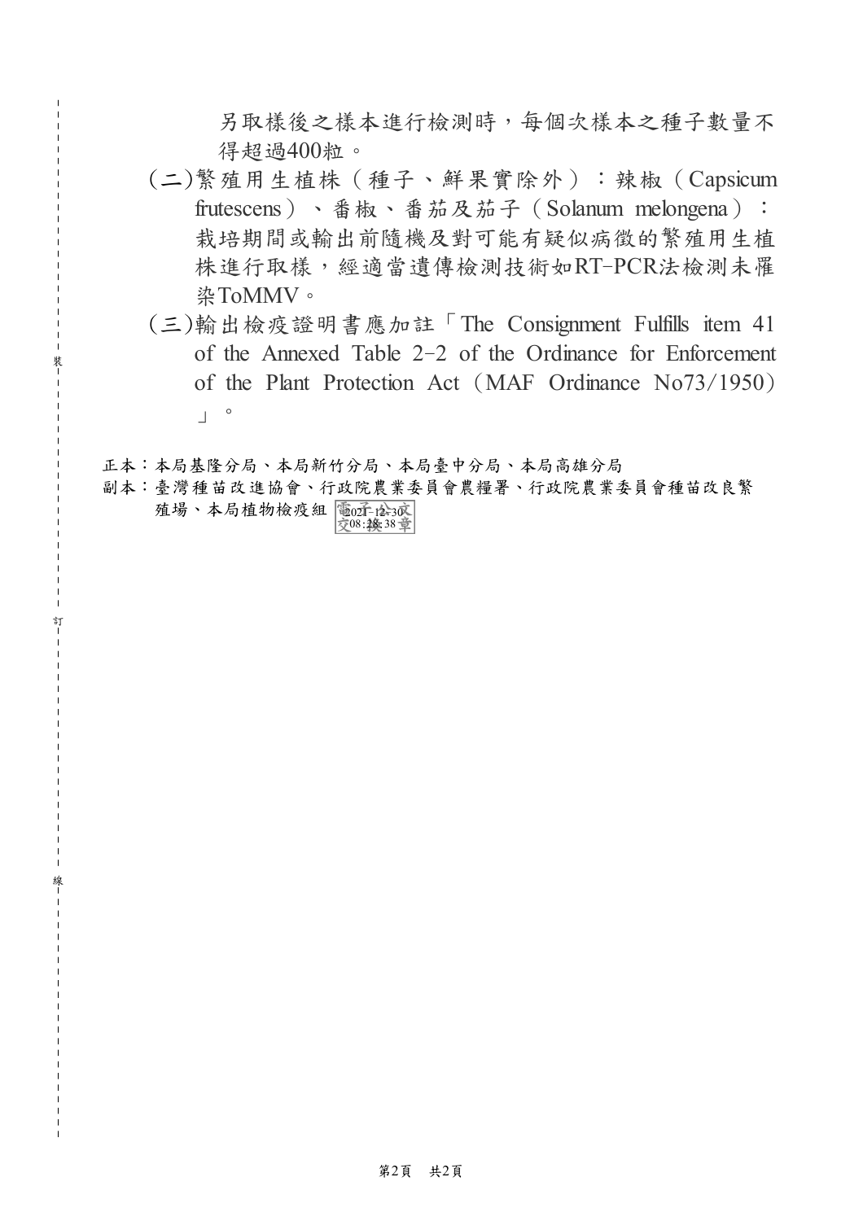另取樣後之樣本進行檢測時，每個次樣本之種子數量不得超過400粒。

(二)繁殖用生植株（種子、鮮果實除外）：辣椒（Capsicum frutescens）、番椒、番茄及茄子（Solanum melongena）：栽培期間或輸出前隨機及對可能有疑似病徵的繁殖用生植株進行取樣，經適當遺傳檢測技術如RT-PCR法檢測未罹染ToMMV。

(三)輸出檢疫證明書應加註「The Consignment Fulfills item 41 of the Annexed Table 2-2 of the Ordinance for Enforcement of the Plant Protection Act（MAF Ordinance No73/1950）」。

正本：本局基隆分局、本局新竹分局、本局臺中分局、本局高雄分局

副本：臺灣種苗改進協會、行政院農業委員會農糧署、行政院農業委員會種苗改良繁殖場、本局植物檢疫組 電子公文交換章 2021-12-30 08:26:38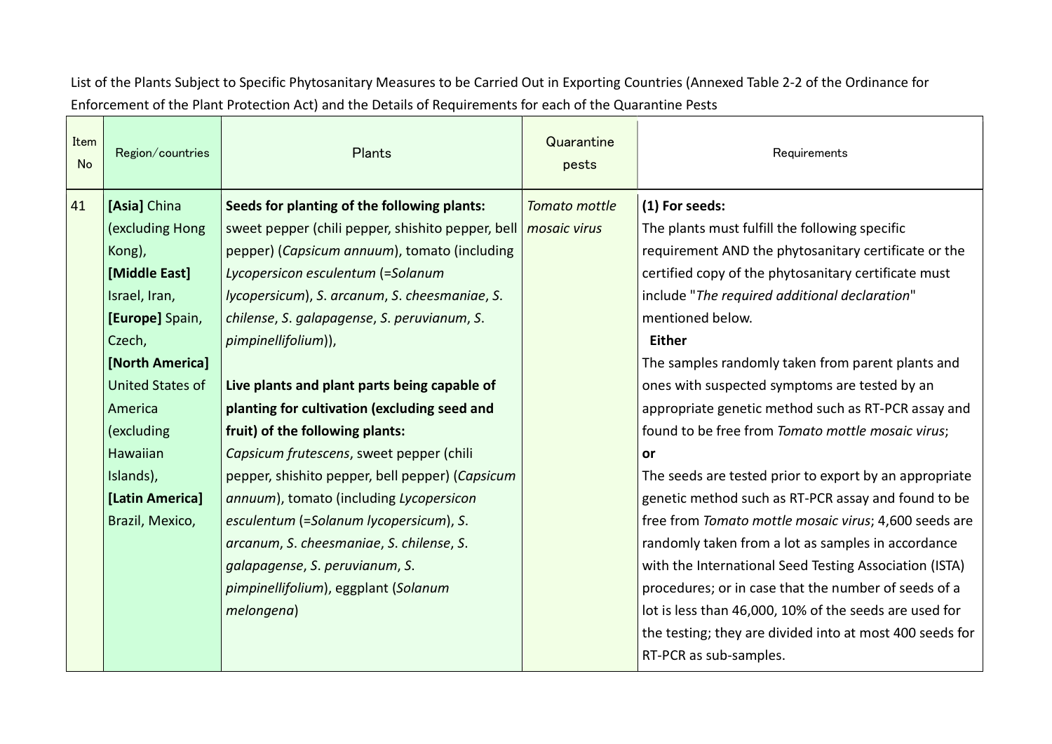List of the Plants Subject to Specific Phytosanitary Measures to be Carried Out in Exporting Countries (Annexed Table 2-2 of the Ordinance for Enforcement of the Plant Protection Act) and the Details of Requirements for each of the Quarantine Pests

| Item No | Region/countries | Plants | Quarantine pests | Requirements |
|---|---|---|---|---|
| 41 | **[Asia]** China (excluding Hong Kong), **[Middle East]** Israel, Iran, **[Europe]** Spain, Czech, **[North America]** United States of America (excluding Hawaiian Islands), **[Latin America]** Brazil, Mexico, | **Seeds for planting of the following plants:** sweet pepper (chili pepper, shishito pepper, bell pepper) (*Capsicum annuum*), tomato (including *Lycopersicon esculentum* (=*Solanum lycopersicum*), *S. arcanum*, *S. cheesmaniae*, *S. chilense*, *S. galapagense*, *S. peruvianum*, *S. pimpinellifolium*)),<br><br>**Live plants and plant parts being capable of planting for cultivation (excluding seed and fruit) of the following plants:** *Capsicum frutescens*, sweet pepper (chili pepper, shishito pepper, bell pepper) (*Capsicum annuum*), tomato (including *Lycopersicon esculentum* (=*Solanum lycopersicum*), *S. arcanum*, *S. cheesmaniae*, *S. chilense*, *S. galapagense*, *S. peruvianum*, *S. pimpinellifolium*), eggplant (*Solanum melongena*) | *Tomato mottle mosaic virus* | **(1) For seeds:**<br>The plants must fulfill the following specific requirement AND the phytosanitary certificate or the certified copy of the phytosanitary certificate must include "*The required additional declaration*" mentioned below.<br>**Either**<br>The samples randomly taken from parent plants and ones with suspected symptoms are tested by an appropriate genetic method such as RT-PCR assay and found to be free from *Tomato mottle mosaic virus*;<br>**or**<br>The seeds are tested prior to export by an appropriate genetic method such as RT-PCR assay and found to be free from *Tomato mottle mosaic virus*; 4,600 seeds are randomly taken from a lot as samples in accordance with the International Seed Testing Association (ISTA) procedures; or in case that the number of seeds of a lot is less than 46,000, 10% of the seeds are used for the testing; they are divided into at most 400 seeds for RT-PCR as sub-samples. |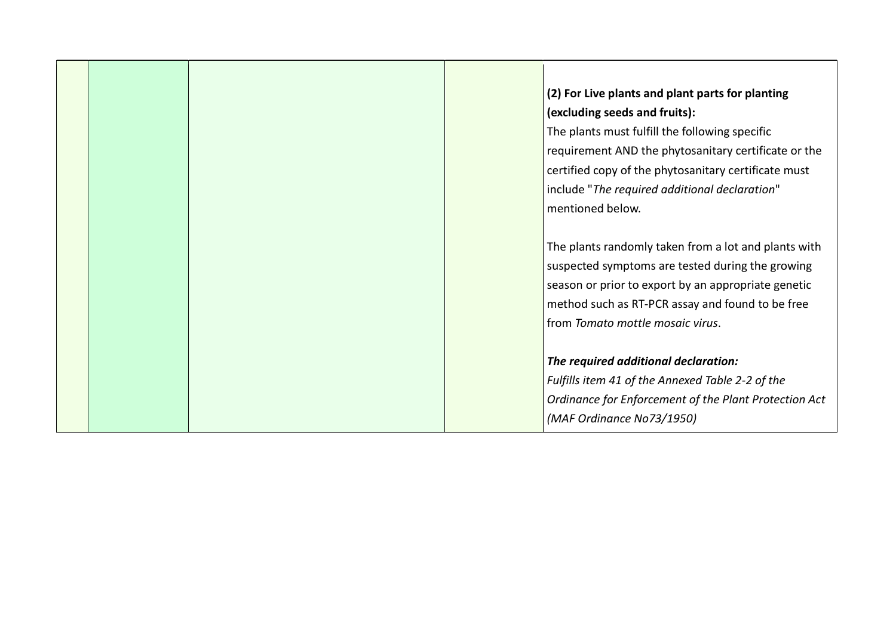| | | | | |
|---|---|---|---|---|
| | | | | **(2) For Live plants and plant parts for planting (excluding seeds and fruits):**<br>The plants must fulfill the following specific requirement AND the phytosanitary certificate or the certified copy of the phytosanitary certificate must include "*The required additional declaration*" mentioned below.<br><br>The plants randomly taken from a lot and plants with suspected symptoms are tested during the growing season or prior to export by an appropriate genetic method such as RT-PCR assay and found to be free from *Tomato mottle mosaic virus*.<br><br>***The required additional declaration:***<br>*Fulfills item 41 of the Annexed Table 2-2 of the Ordinance for Enforcement of the Plant Protection Act (MAF Ordinance No73/1950)* |